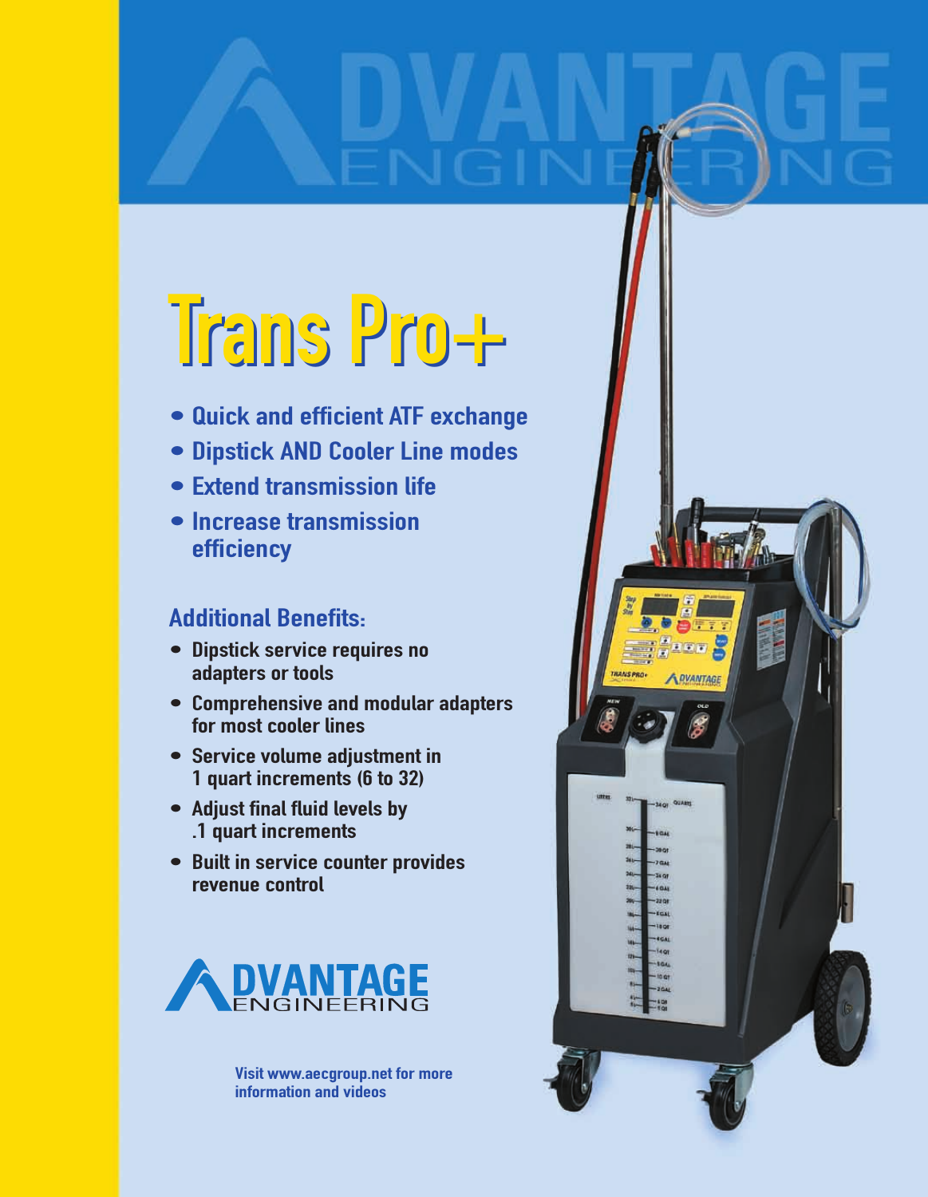# Trans Pro+

- Quick and efficient ATF exchange
- Dipstick AND Cooler Line modes
- Extend transmission life
- Increase transmission efficiency

## Additional Benefits:

- Dipstick service requires no adapters or tools
- Comprehensive and modular adapters for most cooler lines
- Service volume adjustment in 1 quart increments (6 to 32)
- Adjust final fluid levels by .1 quart increments
- Built in service counter provides revenue control

Visit www.aecgroup.net for more information and videos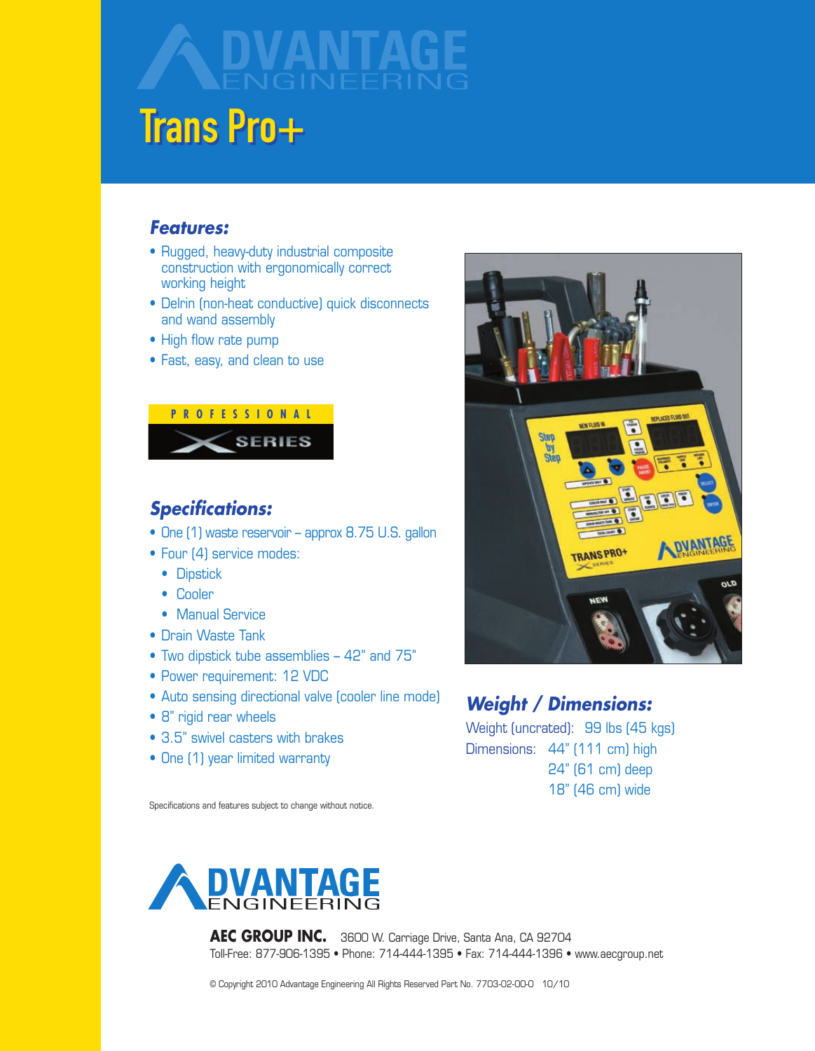# ADVANTAGE ENGINEERING

# Trans Pro+

## Features:

- Rugged, heavy-duty industrial composite construction with ergonomically correct working height
- Delrin (non-heat conductive) quick disconnects and wand assembly
- High flow rate pump
- Fast, easy, and clean to use

PROFESSIONAL X SERIES

## Specifications:

- One (1) waste reservoir – approx 8.75 U.S. gallon
- Four (4) service modes:
  - Dipstick
  - Cooler
  - Manual Service
- Drain Waste Tank
- Two dipstick tube assemblies – 42" and 75"
- Power requirement: 12 VDC
- Auto sensing directional valve (cooler line mode)
- 8" rigid rear wheels
- 3.5" swivel casters with brakes
- One (1) year limited warranty

Specifications and features subject to change without notice.

## Weight / Dimensions:

Weight (uncrated): 99 lbs (45 kgs)

Dimensions: 44" (111 cm) high
24" (61 cm) deep
18" (46 cm) wide

ADVANTAGE ENGINEERING

**AEC GROUP INC.** 3600 W. Carriage Drive, Santa Ana, CA 92704
Toll-Free: 877-906-1395 • Phone: 714-444-1395 • Fax: 714-444-1396 • www.aecgroup.net

© Copyright 2010 Advantage Engineering All Rights Reserved Part No. 7703-02-00-0 10/10